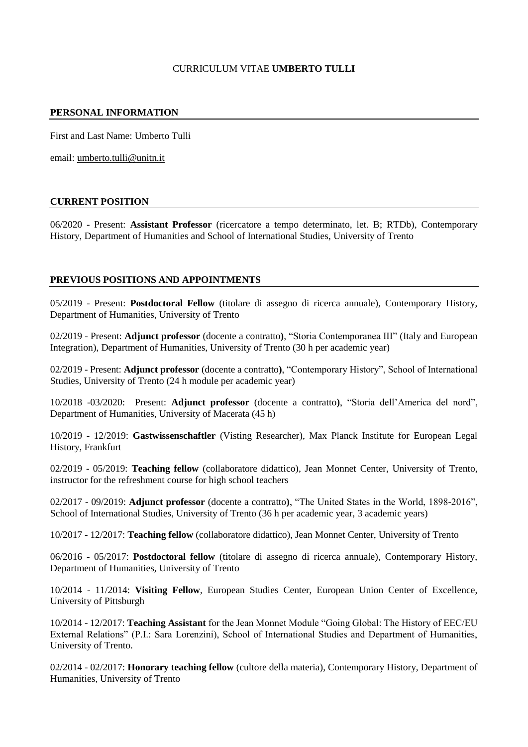CURRICULUM VITAE **UMBERTO TULLI**

## PERSONAL INFORMATION

First and Last Name: Umberto Tulli

email: umberto.tulli@unitn.it

## CURRENT POSITION

06/2020 - Present: **Assistant Professor** (ricercatore a tempo determinato, let. B; RTDb), Contemporary History, Department of Humanities and School of International Studies, University of Trento

## PREVIOUS POSITIONS AND APPOINTMENTS

05/2019 - Present: **Postdoctoral Fellow** (titolare di assegno di ricerca annuale), Contemporary History, Department of Humanities, University of Trento

02/2019 - Present: **Adjunct professor** (docente a contratto), "Storia Contemporanea III" (Italy and European Integration), Department of Humanities, University of Trento (30 h per academic year)

02/2019 - Present: **Adjunct professor** (docente a contratto), "Contemporary History", School of International Studies, University of Trento (24 h module per academic year)

10/2018 -03/2020: Present: **Adjunct professor** (docente a contratto), "Storia dell'America del nord", Department of Humanities, University of Macerata (45 h)

10/2019 - 12/2019: **Gastwissenschaftler** (Visting Researcher), Max Planck Institute for European Legal History, Frankfurt

02/2019 - 05/2019: **Teaching fellow** (collaboratore didattico), Jean Monnet Center, University of Trento, instructor for the refreshment course for high school teachers

02/2017 - 09/2019: **Adjunct professor** (docente a contratto), "The United States in the World, 1898-2016", School of International Studies, University of Trento (36 h per academic year, 3 academic years)

10/2017 - 12/2017: **Teaching fellow** (collaboratore didattico), Jean Monnet Center, University of Trento

06/2016 - 05/2017: **Postdoctoral fellow** (titolare di assegno di ricerca annuale), Contemporary History, Department of Humanities, University of Trento

10/2014 - 11/2014: **Visiting Fellow**, European Studies Center, European Union Center of Excellence, University of Pittsburgh

10/2014 - 12/2017: **Teaching Assistant** for the Jean Monnet Module "Going Global: The History of EEC/EU External Relations" (P.I.: Sara Lorenzini), School of International Studies and Department of Humanities, University of Trento.

02/2014 - 02/2017: **Honorary teaching fellow** (cultore della materia), Contemporary History, Department of Humanities, University of Trento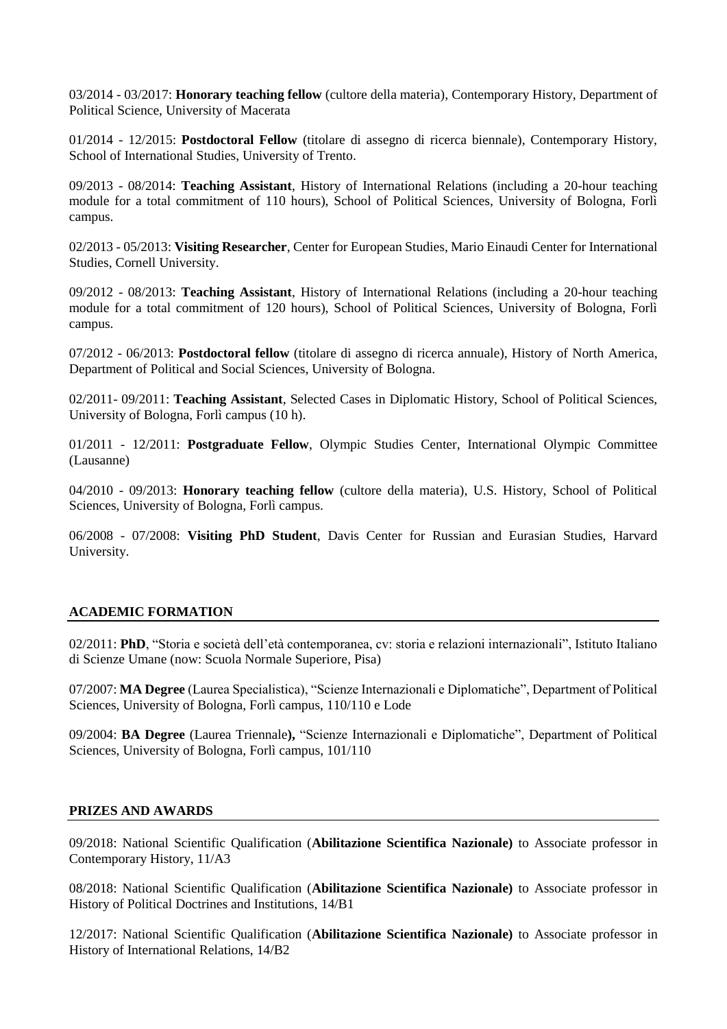03/2014 - 03/2017: **Honorary teaching fellow** (cultore della materia), Contemporary History, Department of Political Science, University of Macerata

01/2014 - 12/2015: **Postdoctoral Fellow** (titolare di assegno di ricerca biennale), Contemporary History, School of International Studies, University of Trento.

09/2013 - 08/2014: **Teaching Assistant**, History of International Relations (including a 20-hour teaching module for a total commitment of 110 hours), School of Political Sciences, University of Bologna, Forlì campus.

02/2013 - 05/2013: **Visiting Researcher**, Center for European Studies, Mario Einaudi Center for International Studies, Cornell University.

09/2012 - 08/2013: **Teaching Assistant**, History of International Relations (including a 20-hour teaching module for a total commitment of 120 hours), School of Political Sciences, University of Bologna, Forlì campus.

07/2012 - 06/2013: **Postdoctoral fellow** (titolare di assegno di ricerca annuale), History of North America, Department of Political and Social Sciences, University of Bologna.

02/2011- 09/2011: **Teaching Assistant**, Selected Cases in Diplomatic History, School of Political Sciences, University of Bologna, Forlì campus (10 h).

01/2011 - 12/2011: **Postgraduate Fellow**, Olympic Studies Center, International Olympic Committee (Lausanne)

04/2010 - 09/2013: **Honorary teaching fellow** (cultore della materia), U.S. History, School of Political Sciences, University of Bologna, Forlì campus.

06/2008 - 07/2008: **Visiting PhD Student**, Davis Center for Russian and Eurasian Studies, Harvard University.

## ACADEMIC FORMATION

02/2011: **PhD**, "Storia e società dell'età contemporanea, cv: storia e relazioni internazionali", Istituto Italiano di Scienze Umane (now: Scuola Normale Superiore, Pisa)

07/2007: **MA Degree** (Laurea Specialistica), "Scienze Internazionali e Diplomatiche", Department of Political Sciences, University of Bologna, Forlì campus, 110/110 e Lode

09/2004: **BA Degree** (Laurea Triennale**),** "Scienze Internazionali e Diplomatiche", Department of Political Sciences, University of Bologna, Forlì campus, 101/110

## PRIZES AND AWARDS

09/2018: National Scientific Qualification (**Abilitazione Scientifica Nazionale)** to Associate professor in Contemporary History, 11/A3

08/2018: National Scientific Qualification (**Abilitazione Scientifica Nazionale)** to Associate professor in History of Political Doctrines and Institutions, 14/B1

12/2017: National Scientific Qualification (**Abilitazione Scientifica Nazionale)** to Associate professor in History of International Relations, 14/B2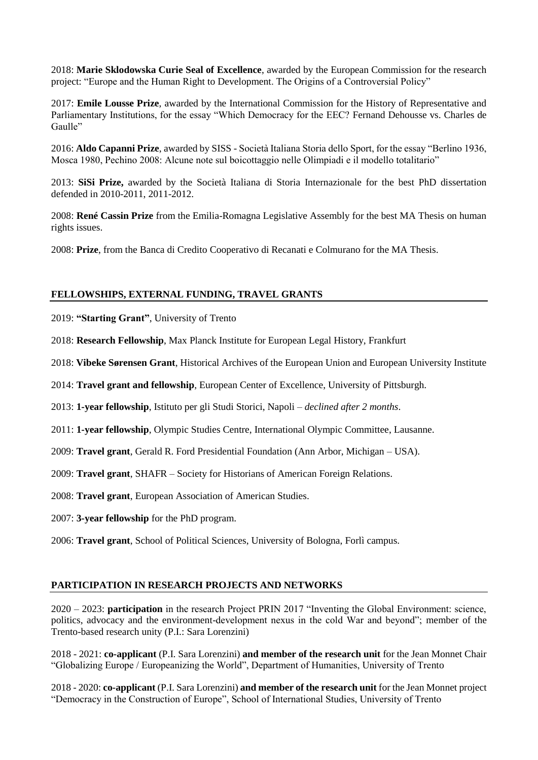2018: **Marie Sklodowska Curie Seal of Excellence**, awarded by the European Commission for the research project: "Europe and the Human Right to Development. The Origins of a Controversial Policy"

2017: **Emile Lousse Prize**, awarded by the International Commission for the History of Representative and Parliamentary Institutions, for the essay "Which Democracy for the EEC? Fernand Dehousse vs. Charles de Gaulle"

2016: **Aldo Capanni Prize**, awarded by SISS - Società Italiana Storia dello Sport, for the essay "Berlino 1936, Mosca 1980, Pechino 2008: Alcune note sul boicottaggio nelle Olimpiadi e il modello totalitario"

2013: **SiSi Prize,** awarded by the Società Italiana di Storia Internazionale for the best PhD dissertation defended in 2010-2011, 2011-2012.

2008: **René Cassin Prize** from the Emilia-Romagna Legislative Assembly for the best MA Thesis on human rights issues.

2008: **Prize**, from the Banca di Credito Cooperativo di Recanati e Colmurano for the MA Thesis.

## FELLOWSHIPS, EXTERNAL FUNDING, TRAVEL GRANTS

2019: **"Starting Grant"**, University of Trento

2018: **Research Fellowship**, Max Planck Institute for European Legal History, Frankfurt

2018: **Vibeke Sørensen Grant**, Historical Archives of the European Union and European University Institute

2014: **Travel grant and fellowship**, European Center of Excellence, University of Pittsburgh.

2013: **1-year fellowship**, Istituto per gli Studi Storici, Napoli – *declined after 2 months*.

2011: **1-year fellowship**, Olympic Studies Centre, International Olympic Committee, Lausanne.

2009: **Travel grant**, Gerald R. Ford Presidential Foundation (Ann Arbor, Michigan – USA).

2009: **Travel grant**, SHAFR – Society for Historians of American Foreign Relations.

2008: **Travel grant**, European Association of American Studies.

2007: **3-year fellowship** for the PhD program.

2006: **Travel grant**, School of Political Sciences, University of Bologna, Forlì campus.

## PARTICIPATION IN RESEARCH PROJECTS AND NETWORKS

2020 – 2023: **participation** in the research Project PRIN 2017 "Inventing the Global Environment: science, politics, advocacy and the environment-development nexus in the cold War and beyond"; member of the Trento-based research unity (P.I.: Sara Lorenzini)

2018 - 2021: **co-applicant** (P.I. Sara Lorenzini) **and member of the research unit** for the Jean Monnet Chair "Globalizing Europe / Europeanizing the World", Department of Humanities, University of Trento

2018 - 2020: **co-applicant** (P.I. Sara Lorenzini) **and member of the research unit** for the Jean Monnet project "Democracy in the Construction of Europe", School of International Studies, University of Trento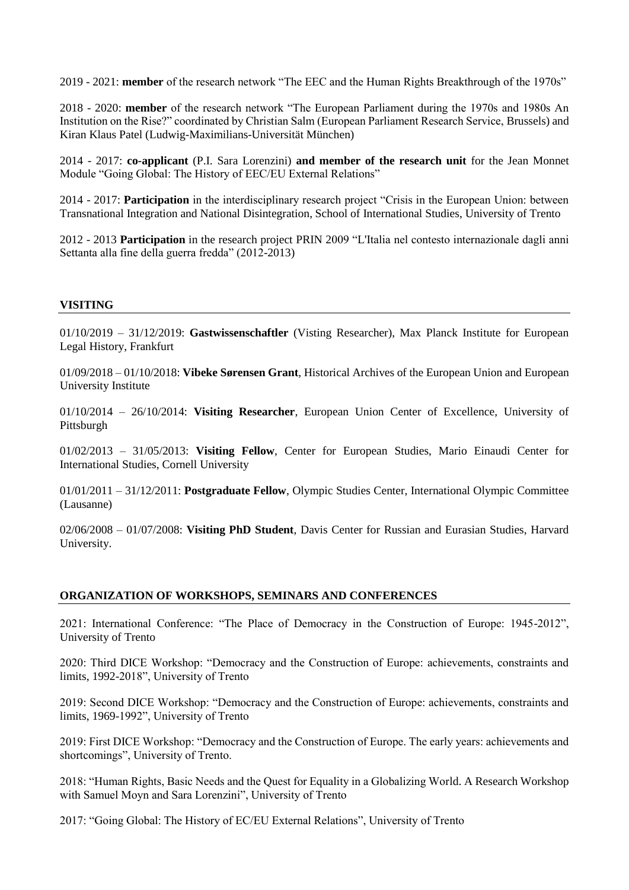2019 - 2021: **member** of the research network "The EEC and the Human Rights Breakthrough of the 1970s"

2018 - 2020: **member** of the research network "The European Parliament during the 1970s and 1980s An Institution on the Rise?" coordinated by Christian Salm (European Parliament Research Service, Brussels) and Kiran Klaus Patel (Ludwig-Maximilians-Universität München)

2014 - 2017: **co-applicant** (P.I. Sara Lorenzini) **and member of the research unit** for the Jean Monnet Module "Going Global: The History of EEC/EU External Relations"

2014 - 2017: **Participation** in the interdisciplinary research project "Crisis in the European Union: between Transnational Integration and National Disintegration, School of International Studies, University of Trento

2012 - 2013 **Participation** in the research project PRIN 2009 "L'Italia nel contesto internazionale dagli anni Settanta alla fine della guerra fredda" (2012-2013)

## VISITING

01/10/2019 – 31/12/2019: **Gastwissenschaftler** (Visting Researcher), Max Planck Institute for European Legal History, Frankfurt

01/09/2018 – 01/10/2018: **Vibeke Sørensen Grant**, Historical Archives of the European Union and European University Institute

01/10/2014 – 26/10/2014: **Visiting Researcher**, European Union Center of Excellence, University of Pittsburgh

01/02/2013 – 31/05/2013: **Visiting Fellow**, Center for European Studies, Mario Einaudi Center for International Studies, Cornell University

01/01/2011 – 31/12/2011: **Postgraduate Fellow**, Olympic Studies Center, International Olympic Committee (Lausanne)

02/06/2008 – 01/07/2008: **Visiting PhD Student**, Davis Center for Russian and Eurasian Studies, Harvard University.

## ORGANIZATION OF WORKSHOPS, SEMINARS AND CONFERENCES

2021: International Conference: "The Place of Democracy in the Construction of Europe: 1945-2012", University of Trento

2020: Third DICE Workshop: "Democracy and the Construction of Europe: achievements, constraints and limits, 1992-2018", University of Trento

2019: Second DICE Workshop: "Democracy and the Construction of Europe: achievements, constraints and limits, 1969-1992", University of Trento

2019: First DICE Workshop: "Democracy and the Construction of Europe. The early years: achievements and shortcomings", University of Trento.

2018: "Human Rights, Basic Needs and the Quest for Equality in a Globalizing World. A Research Workshop with Samuel Moyn and Sara Lorenzini", University of Trento

2017: "Going Global: The History of EC/EU External Relations", University of Trento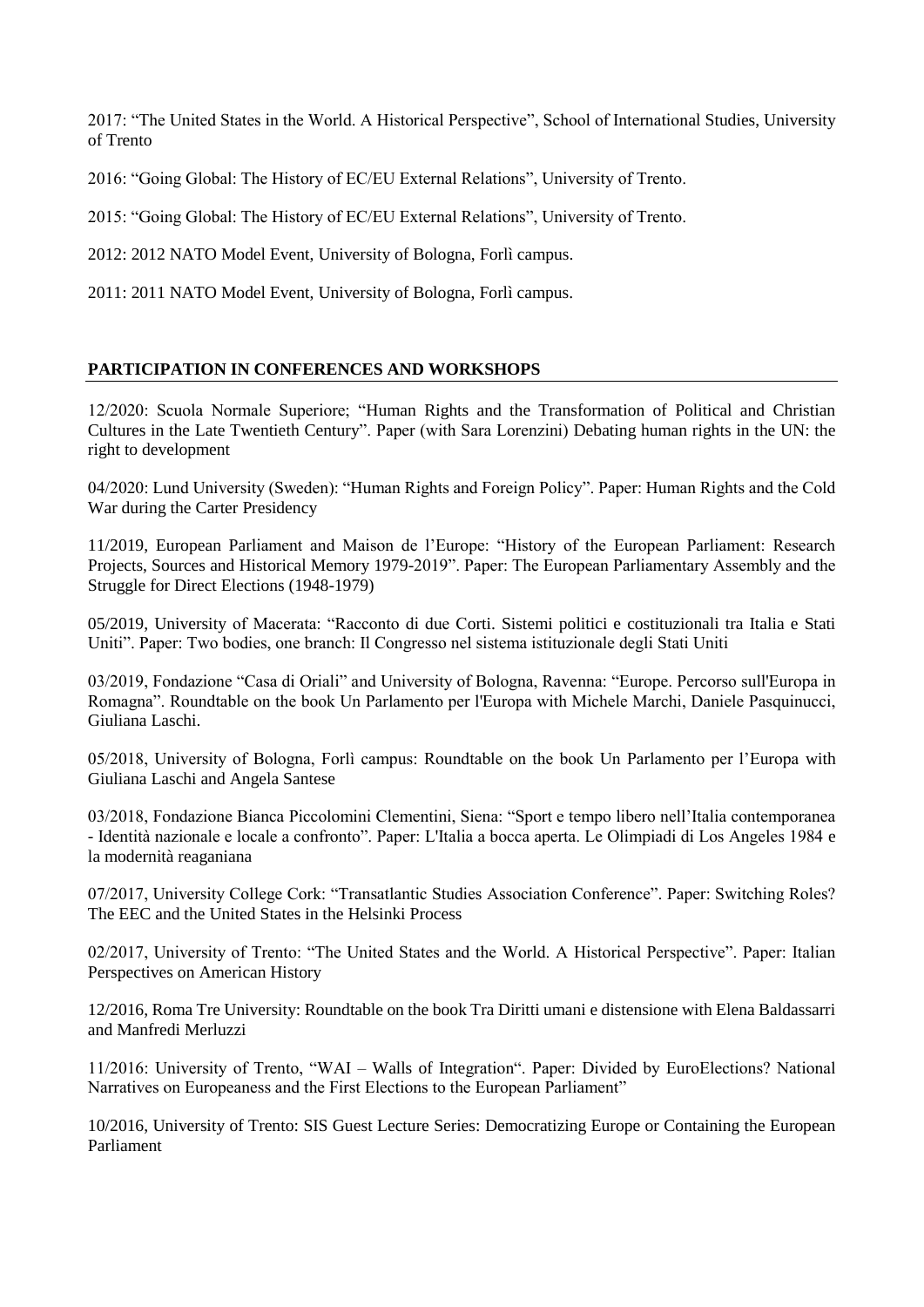2017: “The United States in the World. A Historical Perspective”, School of International Studies, University of Trento

2016: “Going Global: The History of EC/EU External Relations”, University of Trento.

2015: “Going Global: The History of EC/EU External Relations”, University of Trento.

2012: 2012 NATO Model Event, University of Bologna, Forlì campus.

2011: 2011 NATO Model Event, University of Bologna, Forlì campus.

## PARTICIPATION IN CONFERENCES AND WORKSHOPS

12/2020: Scuola Normale Superiore; “Human Rights and the Transformation of Political and Christian Cultures in the Late Twentieth Century”. Paper (with Sara Lorenzini) Debating human rights in the UN: the right to development

04/2020: Lund University (Sweden): “Human Rights and Foreign Policy”. Paper: Human Rights and the Cold War during the Carter Presidency

11/2019, European Parliament and Maison de l’Europe: “History of the European Parliament: Research Projects, Sources and Historical Memory 1979-2019”. Paper: The European Parliamentary Assembly and the Struggle for Direct Elections (1948-1979)

05/2019, University of Macerata: “Racconto di due Corti. Sistemi politici e costituzionali tra Italia e Stati Uniti”. Paper: Two bodies, one branch: Il Congresso nel sistema istituzionale degli Stati Uniti

03/2019, Fondazione “Casa di Oriali” and University of Bologna, Ravenna: “Europe. Percorso sull'Europa in Romagna”. Roundtable on the book Un Parlamento per l'Europa with Michele Marchi, Daniele Pasquinucci, Giuliana Laschi.

05/2018, University of Bologna, Forlì campus: Roundtable on the book Un Parlamento per l’Europa with Giuliana Laschi and Angela Santese

03/2018, Fondazione Bianca Piccolomini Clementini, Siena: “Sport e tempo libero nell’Italia contemporanea - Identità nazionale e locale a confronto”. Paper: L'Italia a bocca aperta. Le Olimpiadi di Los Angeles 1984 e la modernità reaganiana

07/2017, University College Cork: “Transatlantic Studies Association Conference”. Paper: Switching Roles? The EEC and the United States in the Helsinki Process

02/2017, University of Trento: “The United States and the World. A Historical Perspective”. Paper: Italian Perspectives on American History

12/2016, Roma Tre University: Roundtable on the book Tra Diritti umani e distensione with Elena Baldassarri and Manfredi Merluzzi

11/2016: University of Trento, “WAI – Walls of Integration“. Paper: Divided by EuroElections? National Narratives on Europeaness and the First Elections to the European Parliament”

10/2016, University of Trento: SIS Guest Lecture Series: Democratizing Europe or Containing the European Parliament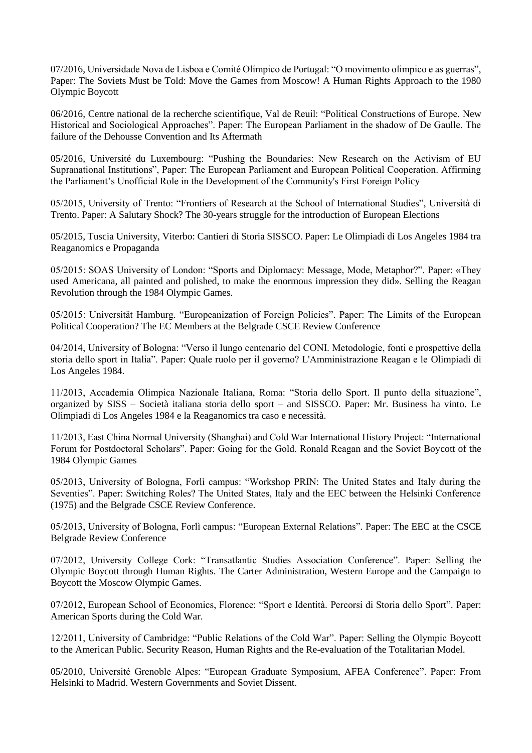07/2016, Universidade Nova de Lisboa e Comité Olímpico de Portugal: "O movimento olimpico e as guerras", Paper: The Soviets Must be Told: Move the Games from Moscow! A Human Rights Approach to the 1980 Olympic Boycott

06/2016, Centre national de la recherche scientifique, Val de Reuil: "Political Constructions of Europe. New Historical and Sociological Approaches". Paper: The European Parliament in the shadow of De Gaulle. The failure of the Dehousse Convention and Its Aftermath

05/2016, Université du Luxembourg: "Pushing the Boundaries: New Research on the Activism of EU Supranational Institutions", Paper: The European Parliament and European Political Cooperation. Affirming the Parliament's Unofficial Role in the Development of the Community's First Foreign Policy

05/2015, University of Trento: "Frontiers of Research at the School of International Studies", Università di Trento. Paper: A Salutary Shock? The 30-years struggle for the introduction of European Elections

05/2015, Tuscia University, Viterbo: Cantieri di Storia SISSCO. Paper: Le Olimpiadi di Los Angeles 1984 tra Reaganomics e Propaganda

05/2015: SOAS University of London: "Sports and Diplomacy: Message, Mode, Metaphor?". Paper: «They used Americana, all painted and polished, to make the enormous impression they did». Selling the Reagan Revolution through the 1984 Olympic Games.

05/2015: Universität Hamburg. "Europeanization of Foreign Policies". Paper: The Limits of the European Political Cooperation? The EC Members at the Belgrade CSCE Review Conference

04/2014, University of Bologna: "Verso il lungo centenario del CONI. Metodologie, fonti e prospettive della storia dello sport in Italia". Paper: Quale ruolo per il governo? L'Amministrazione Reagan e le Olimpiadi di Los Angeles 1984.

11/2013, Accademia Olimpica Nazionale Italiana, Roma: "Storia dello Sport. Il punto della situazione", organized by SISS – Società italiana storia dello sport – and SISSCO. Paper: Mr. Business ha vinto. Le Olimpiadi di Los Angeles 1984 e la Reaganomics tra caso e necessità.

11/2013, East China Normal University (Shanghai) and Cold War International History Project: "International Forum for Postdoctoral Scholars". Paper: Going for the Gold. Ronald Reagan and the Soviet Boycott of the 1984 Olympic Games

05/2013, University of Bologna, Forlì campus: "Workshop PRIN: The United States and Italy during the Seventies". Paper: Switching Roles? The United States, Italy and the EEC between the Helsinki Conference (1975) and the Belgrade CSCE Review Conference.

05/2013, University of Bologna, Forlì campus: "European External Relations". Paper: The EEC at the CSCE Belgrade Review Conference

07/2012, University College Cork: "Transatlantic Studies Association Conference". Paper: Selling the Olympic Boycott through Human Rights. The Carter Administration, Western Europe and the Campaign to Boycott the Moscow Olympic Games.

07/2012, European School of Economics, Florence: "Sport e Identità. Percorsi di Storia dello Sport". Paper: American Sports during the Cold War.

12/2011, University of Cambridge: "Public Relations of the Cold War". Paper: Selling the Olympic Boycott to the American Public. Security Reason, Human Rights and the Re-evaluation of the Totalitarian Model.

05/2010, Université Grenoble Alpes: "European Graduate Symposium, AFEA Conference". Paper: From Helsinki to Madrid. Western Governments and Soviet Dissent.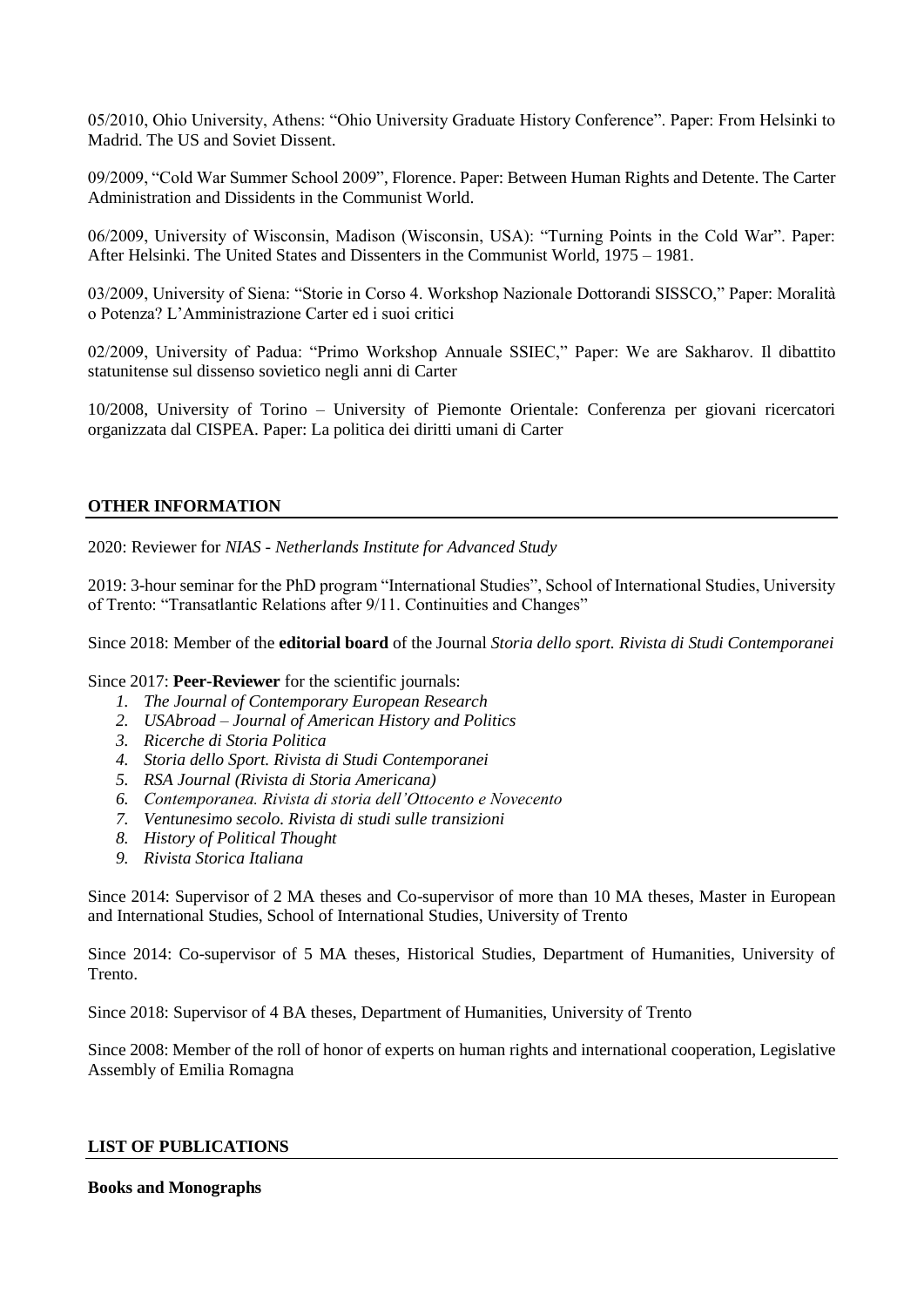05/2010, Ohio University, Athens: "Ohio University Graduate History Conference". Paper: From Helsinki to Madrid. The US and Soviet Dissent.

09/2009, "Cold War Summer School 2009", Florence. Paper: Between Human Rights and Detente. The Carter Administration and Dissidents in the Communist World.

06/2009, University of Wisconsin, Madison (Wisconsin, USA): "Turning Points in the Cold War". Paper: After Helsinki. The United States and Dissenters in the Communist World, 1975 – 1981.

03/2009, University of Siena: "Storie in Corso 4. Workshop Nazionale Dottorandi SISSCO," Paper: Moralità o Potenza? L'Amministrazione Carter ed i suoi critici

02/2009, University of Padua: "Primo Workshop Annuale SSIEC," Paper: We are Sakharov. Il dibattito statunitense sul dissenso sovietico negli anni di Carter

10/2008, University of Torino – University of Piemonte Orientale: Conferenza per giovani ricercatori organizzata dal CISPEA. Paper: La politica dei diritti umani di Carter

## OTHER INFORMATION

2020: Reviewer for *NIAS - Netherlands Institute for Advanced Study*

2019: 3-hour seminar for the PhD program "International Studies", School of International Studies, University of Trento: "Transatlantic Relations after 9/11. Continuities and Changes"

Since 2018: Member of the **editorial board** of the Journal *Storia dello sport. Rivista di Studi Contemporanei*

Since 2017: **Peer-Reviewer** for the scientific journals:

1. *The Journal of Contemporary European Research*
2. *USAbroad – Journal of American History and Politics*
3. *Ricerche di Storia Politica*
4. *Storia dello Sport. Rivista di Studi Contemporanei*
5. *RSA Journal (Rivista di Storia Americana)*
6. *Contemporanea. Rivista di storia dell'Ottocento e Novecento*
7. *Ventunesimo secolo. Rivista di studi sulle transizioni*
8. *History of Political Thought*
9. *Rivista Storica Italiana*

Since 2014: Supervisor of 2 MA theses and Co-supervisor of more than 10 MA theses, Master in European and International Studies, School of International Studies, University of Trento

Since 2014: Co-supervisor of 5 MA theses, Historical Studies, Department of Humanities, University of Trento.

Since 2018: Supervisor of 4 BA theses, Department of Humanities, University of Trento

Since 2008: Member of the roll of honor of experts on human rights and international cooperation, Legislative Assembly of Emilia Romagna

## LIST OF PUBLICATIONS

**Books and Monographs**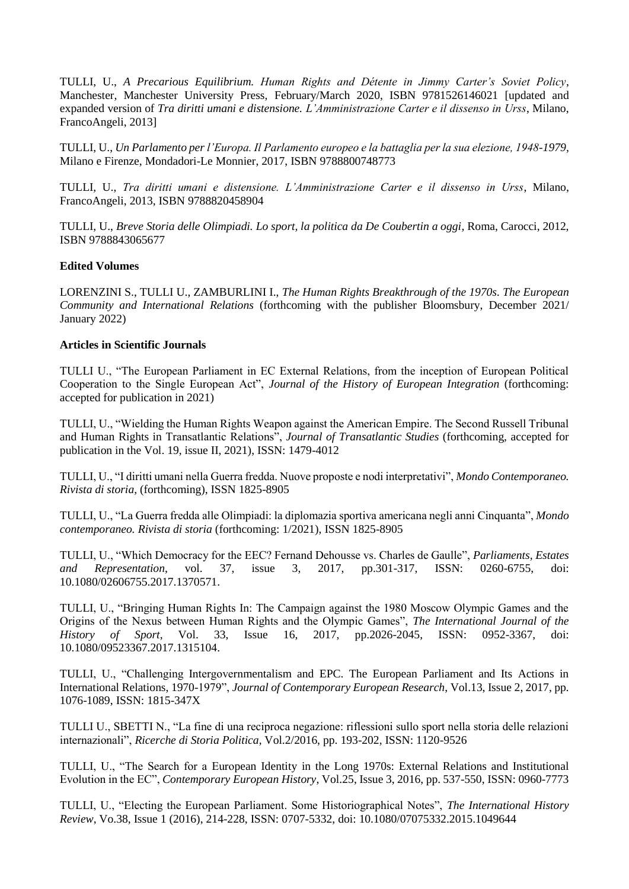TULLI, U., *A Precarious Equilibrium. Human Rights and Détente in Jimmy Carter's Soviet Policy*, Manchester, Manchester University Press, February/March 2020, ISBN 9781526146021 [updated and expanded version of *Tra diritti umani e distensione. L'Amministrazione Carter e il dissenso in Urss*, Milano, FrancoAngeli, 2013]

TULLI, U., *Un Parlamento per l'Europa. Il Parlamento europeo e la battaglia per la sua elezione, 1948-1979*, Milano e Firenze, Mondadori-Le Monnier, 2017, ISBN 9788800748773

TULLI, U., *Tra diritti umani e distensione. L'Amministrazione Carter e il dissenso in Urss*, Milano, FrancoAngeli, 2013, ISBN 9788820458904

TULLI, U., *Breve Storia delle Olimpiadi. Lo sport, la politica da De Coubertin a oggi*, Roma, Carocci, 2012, ISBN 9788843065677

**Edited Volumes**

LORENZINI S., TULLI U., ZAMBURLINI I., *The Human Rights Breakthrough of the 1970s. The European Community and International Relations* (forthcoming with the publisher Bloomsbury, December 2021/ January 2022)

**Articles in Scientific Journals**

TULLI U., "The European Parliament in EC External Relations, from the inception of European Political Cooperation to the Single European Act", *Journal of the History of European Integration* (forthcoming: accepted for publication in 2021)

TULLI, U., "Wielding the Human Rights Weapon against the American Empire. The Second Russell Tribunal and Human Rights in Transatlantic Relations", *Journal of Transatlantic Studies* (forthcoming, accepted for publication in the Vol. 19, issue II, 2021), ISSN: 1479-4012

TULLI, U., "I diritti umani nella Guerra fredda. Nuove proposte e nodi interpretativi", *Mondo Contemporaneo. Rivista di storia*, (forthcoming), ISSN 1825-8905

TULLI, U., "La Guerra fredda alle Olimpiadi: la diplomazia sportiva americana negli anni Cinquanta", *Mondo contemporaneo. Rivista di storia* (forthcoming: 1/2021), ISSN 1825-8905

TULLI, U., "Which Democracy for the EEC? Fernand Dehousse vs. Charles de Gaulle", *Parliaments, Estates and Representation*, vol. 37, issue 3, 2017, pp.301-317, ISSN: 0260-6755, doi: 10.1080/02606755.2017.1370571.

TULLI, U., "Bringing Human Rights In: The Campaign against the 1980 Moscow Olympic Games and the Origins of the Nexus between Human Rights and the Olympic Games", *The International Journal of the History of Sport*, Vol. 33, Issue 16, 2017, pp.2026-2045, ISSN: 0952-3367, doi: 10.1080/09523367.2017.1315104.

TULLI, U., "Challenging Intergovernmentalism and EPC. The European Parliament and Its Actions in International Relations, 1970-1979", *Journal of Contemporary European Research*, Vol.13, Issue 2, 2017, pp. 1076-1089, ISSN: 1815-347X

TULLI U., SBETTI N., "La fine di una reciproca negazione: riflessioni sullo sport nella storia delle relazioni internazionali", *Ricerche di Storia Politica*, Vol.2/2016, pp. 193-202, ISSN: 1120-9526

TULLI, U., "The Search for a European Identity in the Long 1970s: External Relations and Institutional Evolution in the EC", *Contemporary European History*, Vol.25, Issue 3, 2016, pp. 537-550, ISSN: 0960-7773

TULLI, U., "Electing the European Parliament. Some Historiographical Notes", *The International History Review*, Vo.38, Issue 1 (2016), 214-228, ISSN: 0707-5332, doi: 10.1080/07075332.2015.1049644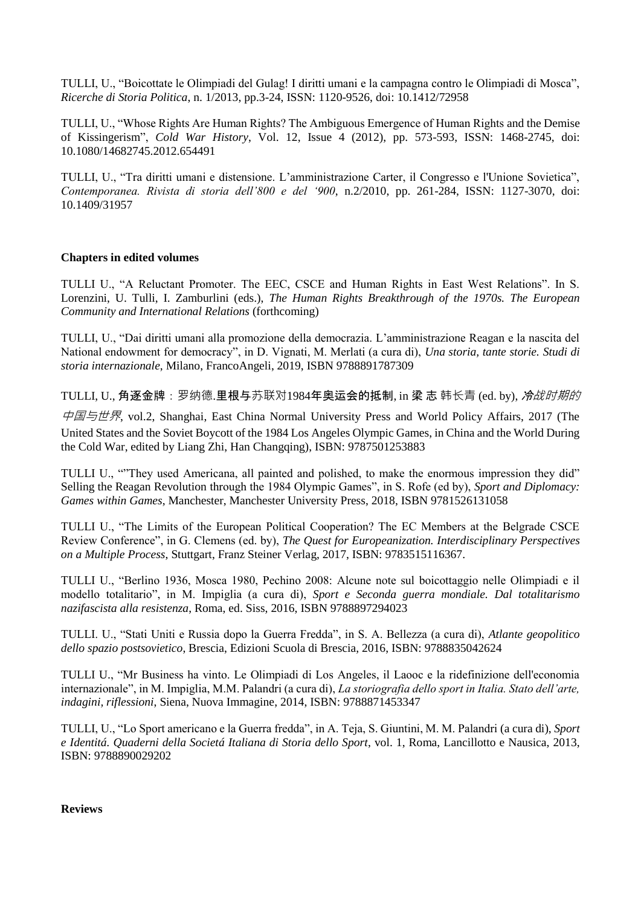TULLI, U., "Boicottate le Olimpiadi del Gulag! I diritti umani e la campagna contro le Olimpiadi di Mosca", *Ricerche di Storia Politica*, n. 1/2013, pp.3-24, ISSN: 1120-9526, doi: 10.1412/72958

TULLI, U., "Whose Rights Are Human Rights? The Ambiguous Emergence of Human Rights and the Demise of Kissingerism", *Cold War History*, Vol. 12, Issue 4 (2012), pp. 573-593, ISSN: 1468-2745, doi: 10.1080/14682745.2012.654491

TULLI, U., "Tra diritti umani e distensione. L'amministrazione Carter, il Congresso e l'Unione Sovietica", *Contemporanea. Rivista di storia dell'800 e del '900*, n.2/2010, pp. 261-284, ISSN: 1127-3070, doi: 10.1409/31957

**Chapters in edited volumes**

TULLI U., "A Reluctant Promoter. The EEC, CSCE and Human Rights in East West Relations". In S. Lorenzini, U. Tulli, I. Zamburlini (eds.), *The Human Rights Breakthrough of the 1970s. The European Community and International Relations* (forthcoming)

TULLI, U., "Dai diritti umani alla promozione della democrazia. L'amministrazione Reagan e la nascita del National endowment for democracy", in D. Vignati, M. Merlati (a cura di), *Una storia, tante storie. Studi di storia internazionale*, Milano, FrancoAngeli, 2019, ISBN 9788891787309

TULLI, U., **角逐金牌**：罗纳德.**里根与**苏联对1984**年奥运会的抵制**, in **梁 志** 韩长青 (ed. by), *冷战时期的中国与世界*, vol.2, Shanghai, East China Normal University Press and World Policy Affairs, 2017 (The United States and the Soviet Boycott of the 1984 Los Angeles Olympic Games, in China and the World During the Cold War, edited by Liang Zhi, Han Changqing), ISBN: 9787501253883

TULLI U., ""They used Americana, all painted and polished, to make the enormous impression they did" Selling the Reagan Revolution through the 1984 Olympic Games", in S. Rofe (ed by), *Sport and Diplomacy: Games within Games*, Manchester, Manchester University Press, 2018, ISBN 9781526131058

TULLI U., "The Limits of the European Political Cooperation? The EC Members at the Belgrade CSCE Review Conference", in G. Clemens (ed. by), *The Quest for Europeanization. Interdisciplinary Perspectives on a Multiple Process*, Stuttgart, Franz Steiner Verlag, 2017, ISBN: 9783515116367.

TULLI U., "Berlino 1936, Mosca 1980, Pechino 2008: Alcune note sul boicottaggio nelle Olimpiadi e il modello totalitario", in M. Impiglia (a cura di), *Sport e Seconda guerra mondiale. Dal totalitarismo nazifascista alla resistenza*, Roma, ed. Siss, 2016, ISBN 9788897294023

TULLI. U., "Stati Uniti e Russia dopo la Guerra Fredda", in S. A. Bellezza (a cura di), *Atlante geopolitico dello spazio postsovietico*, Brescia, Edizioni Scuola di Brescia, 2016, ISBN: 9788835042624

TULLI U., "Mr Business ha vinto. Le Olimpiadi di Los Angeles, il Laooc e la ridefinizione dell'economia internazionale", in M. Impiglia, M.M. Palandri (a cura di), *La storiografia dello sport in Italia. Stato dell'arte, indagini, riflessioni*, Siena, Nuova Immagine, 2014, ISBN: 9788871453347

TULLI, U., "Lo Sport americano e la Guerra fredda", in A. Teja, S. Giuntini, M. M. Palandri (a cura di), *Sport e Identitá. Quaderni della Societá Italiana di Storia dello Sport*, vol. 1, Roma, Lancillotto e Nausica, 2013, ISBN: 9788890029202

**Reviews**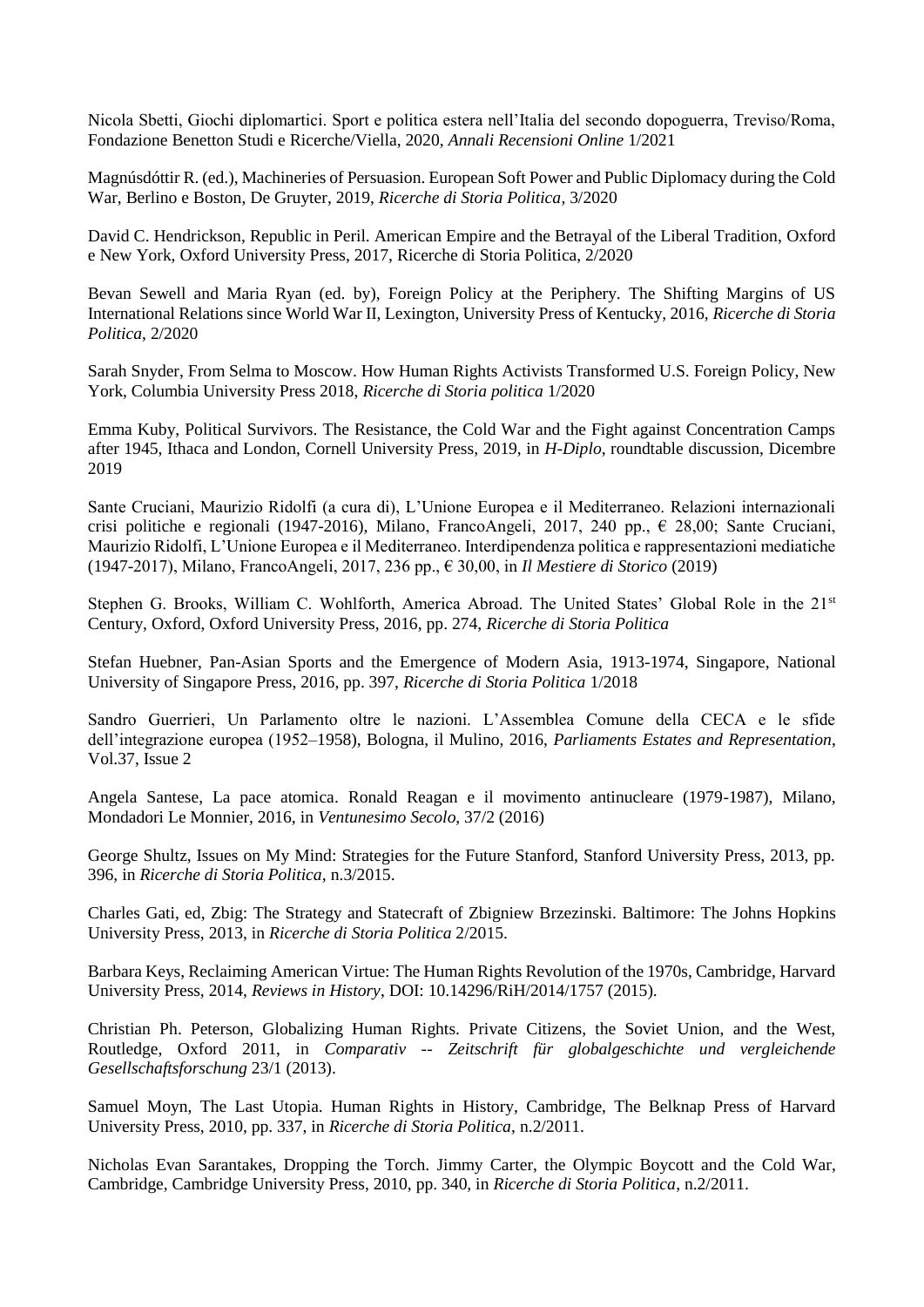Nicola Sbetti, Giochi diplomartici. Sport e politica estera nell'Italia del secondo dopoguerra, Treviso/Roma, Fondazione Benetton Studi e Ricerche/Viella, 2020, *Annali Recensioni Online* 1/2021

Magnúsdóttir R. (ed.), Machineries of Persuasion. European Soft Power and Public Diplomacy during the Cold War, Berlino e Boston, De Gruyter, 2019, *Ricerche di Storia Politica*, 3/2020

David C. Hendrickson, Republic in Peril. American Empire and the Betrayal of the Liberal Tradition, Oxford e New York, Oxford University Press, 2017, Ricerche di Storia Politica, 2/2020

Bevan Sewell and Maria Ryan (ed. by), Foreign Policy at the Periphery. The Shifting Margins of US International Relations since World War II, Lexington, University Press of Kentucky, 2016, *Ricerche di Storia Politica*, 2/2020

Sarah Snyder, From Selma to Moscow. How Human Rights Activists Transformed U.S. Foreign Policy, New York, Columbia University Press 2018, *Ricerche di Storia politica* 1/2020

Emma Kuby, Political Survivors. The Resistance, the Cold War and the Fight against Concentration Camps after 1945, Ithaca and London, Cornell University Press, 2019, in *H-Diplo*, roundtable discussion, Dicembre 2019

Sante Cruciani, Maurizio Ridolfi (a cura di), L'Unione Europea e il Mediterraneo. Relazioni internazionali crisi politiche e regionali (1947-2016), Milano, FrancoAngeli, 2017, 240 pp., € 28,00; Sante Cruciani, Maurizio Ridolfi, L'Unione Europea e il Mediterraneo. Interdipendenza politica e rappresentazioni mediatiche (1947-2017), Milano, FrancoAngeli, 2017, 236 pp., € 30,00, in *Il Mestiere di Storico* (2019)

Stephen G. Brooks, William C. Wohlforth, America Abroad. The United States' Global Role in the 21st Century, Oxford, Oxford University Press, 2016, pp. 274, *Ricerche di Storia Politica*

Stefan Huebner, Pan-Asian Sports and the Emergence of Modern Asia, 1913-1974, Singapore, National University of Singapore Press, 2016, pp. 397, *Ricerche di Storia Politica* 1/2018

Sandro Guerrieri, Un Parlamento oltre le nazioni. L'Assemblea Comune della CECA e le sfide dell'integrazione europea (1952–1958), Bologna, il Mulino, 2016, *Parliaments Estates and Representation*, Vol.37, Issue 2

Angela Santese, La pace atomica. Ronald Reagan e il movimento antinucleare (1979-1987), Milano, Mondadori Le Monnier, 2016, in *Ventunesimo Secolo*, 37/2 (2016)

George Shultz, Issues on My Mind: Strategies for the Future Stanford, Stanford University Press, 2013, pp. 396, in *Ricerche di Storia Politica*, n.3/2015.

Charles Gati, ed, Zbig: The Strategy and Statecraft of Zbigniew Brzezinski. Baltimore: The Johns Hopkins University Press, 2013, in *Ricerche di Storia Politica* 2/2015.

Barbara Keys, Reclaiming American Virtue: The Human Rights Revolution of the 1970s, Cambridge, Harvard University Press, 2014, *Reviews in History*, DOI: 10.14296/RiH/2014/1757 (2015).

Christian Ph. Peterson, Globalizing Human Rights. Private Citizens, the Soviet Union, and the West, Routledge, Oxford 2011, in *Comparativ -- Zeitschrift für globalgeschichte und vergleichende Gesellschaftsforschung* 23/1 (2013).

Samuel Moyn, The Last Utopia. Human Rights in History, Cambridge, The Belknap Press of Harvard University Press, 2010, pp. 337, in *Ricerche di Storia Politica*, n.2/2011.

Nicholas Evan Sarantakes, Dropping the Torch. Jimmy Carter, the Olympic Boycott and the Cold War, Cambridge, Cambridge University Press, 2010, pp. 340, in *Ricerche di Storia Politica*, n.2/2011.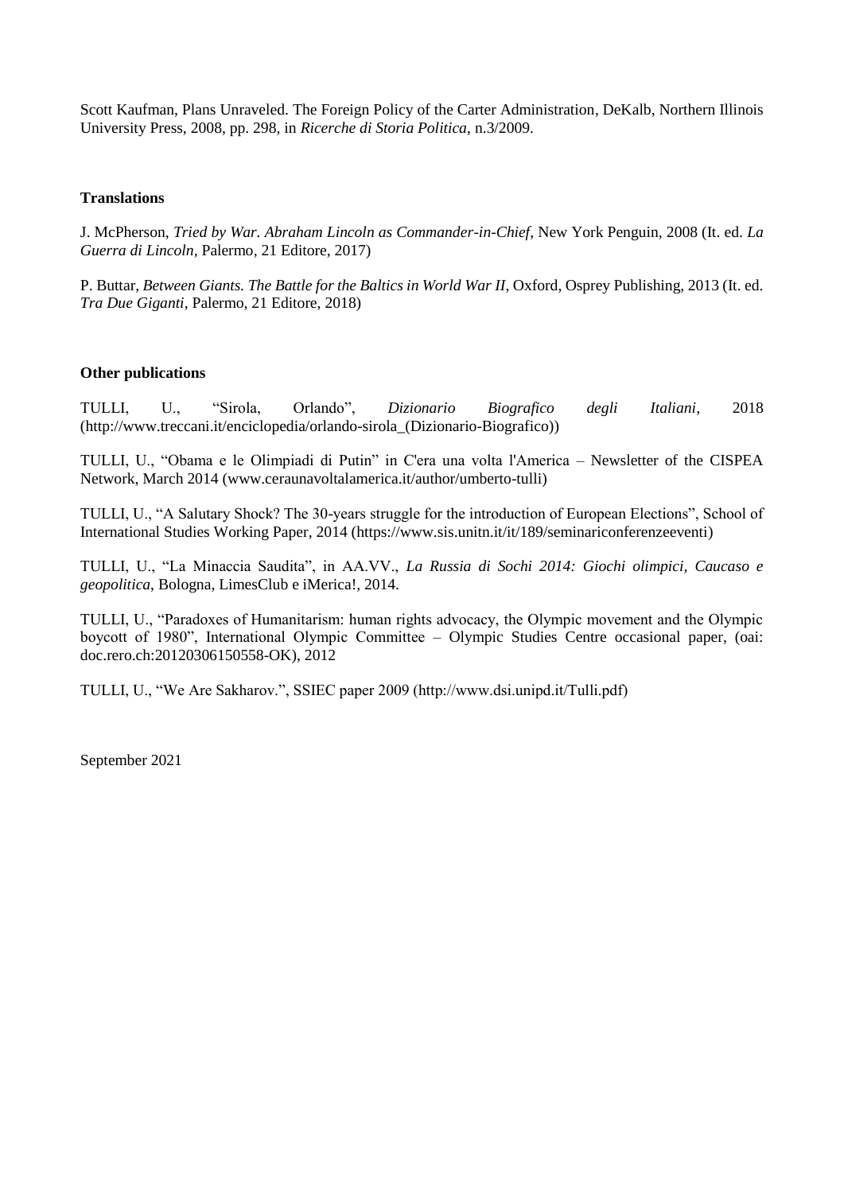Scott Kaufman, Plans Unraveled. The Foreign Policy of the Carter Administration, DeKalb, Northern Illinois University Press, 2008, pp. 298, in *Ricerche di Storia Politica*, n.3/2009.

**Translations**

J. McPherson, *Tried by War. Abraham Lincoln as Commander-in-Chief*, New York Penguin, 2008 (It. ed. *La Guerra di Lincoln*, Palermo, 21 Editore, 2017)

P. Buttar, *Between Giants. The Battle for the Baltics in World War II*, Oxford, Osprey Publishing, 2013 (It. ed. *Tra Due Giganti*, Palermo, 21 Editore, 2018)

**Other publications**

TULLI, U., "Sirola, Orlando", *Dizionario Biografico degli Italiani*, 2018 (http://www.treccani.it/enciclopedia/orlando-sirola_(Dizionario-Biografico))

TULLI, U., "Obama e le Olimpiadi di Putin" in C'era una volta l'America – Newsletter of the CISPEA Network, March 2014 (www.ceraunavoltalamerica.it/author/umberto-tulli)

TULLI, U., "A Salutary Shock? The 30-years struggle for the introduction of European Elections", School of International Studies Working Paper, 2014 (https://www.sis.unitn.it/it/189/seminariconferenzeeventi)

TULLI, U., "La Minaccia Saudita", in AA.VV., *La Russia di Sochi 2014: Giochi olimpici, Caucaso e geopolitica*, Bologna, LimesClub e iMerica!, 2014.

TULLI, U., "Paradoxes of Humanitarism: human rights advocacy, the Olympic movement and the Olympic boycott of 1980", International Olympic Committee – Olympic Studies Centre occasional paper, (oai: doc.rero.ch:20120306150558-OK), 2012

TULLI, U., "We Are Sakharov.", SSIEC paper 2009 (http://www.dsi.unipd.it/Tulli.pdf)

September 2021